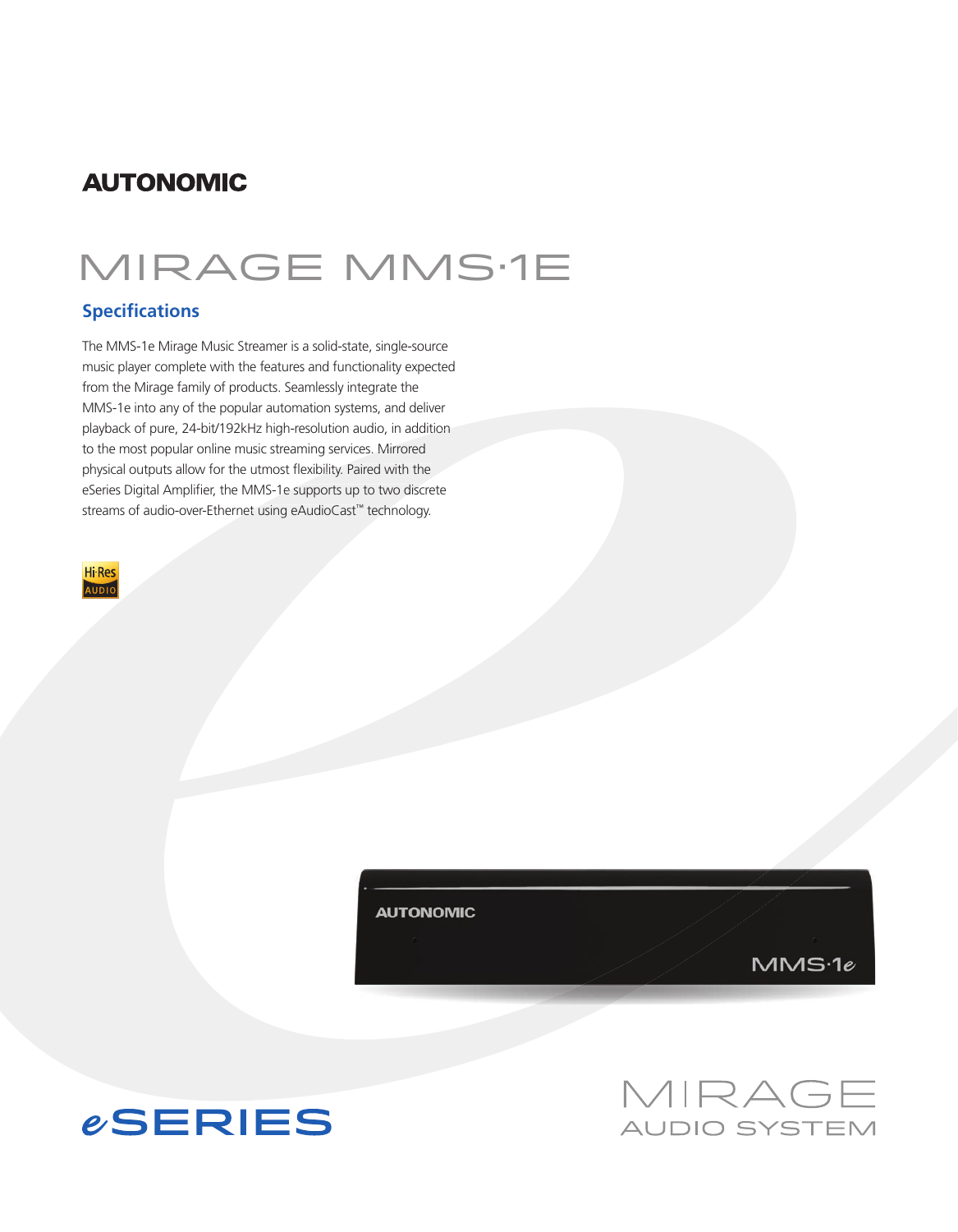**AUTONOMIC**

# MIRAGE MMS·1E

## Specifications

The MMS-1e Mirage Music Streamer is a solid-state, single-source music player complete with the features and functionality expected from the Mirage family of products. Seamlessly integrate the MMS-1e into any of the popular automation systems, and deliver playback of pure, 24-bit/192kHz high-resolution audio, in addition to the most popular online music streaming services. Mirrored physical outputs allow for the utmost flexibility. Paired with the eSeries Digital Amplifier, the MMS-1e supports up to two discrete streams of audio-over-Ethernet using eAudioCast™ technology.

Hi-Res AUDIO

eSERIES

MIRAGE AUDIO SYSTEM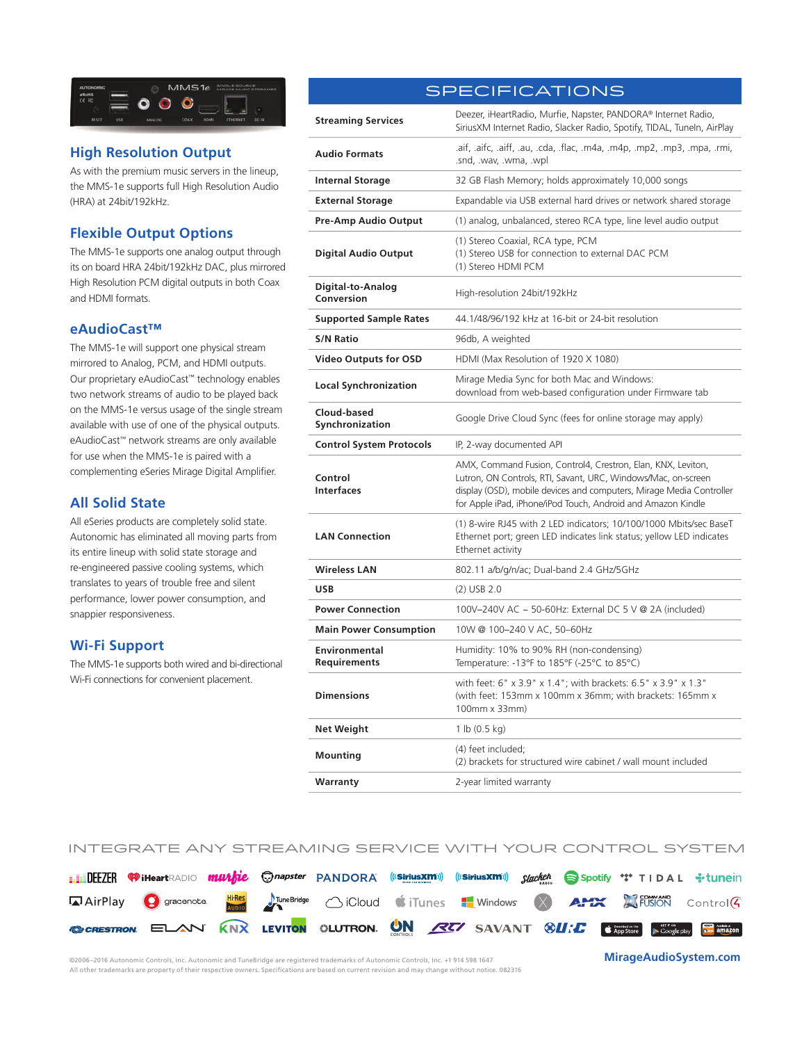## High Resolution Output

As with the premium music servers in the lineup, the MMS-1e supports full High Resolution Audio (HRA) at 24bit/192kHz.

## Flexible Output Options

The MMS-1e supports one analog output through its on board HRA 24bit/192kHz DAC, plus mirrored High Resolution PCM digital outputs in both Coax and HDMI formats.

## eAudioCast™

The MMS-1e will support one physical stream mirrored to Analog, PCM, and HDMI outputs. Our proprietary eAudioCast™ technology enables two network streams of audio to be played back on the MMS-1e versus usage of the single stream available with use of one of the physical outputs. eAudioCast™ network streams are only available for use when the MMS-1e is paired with a complementing eSeries Mirage Digital Amplifier.

## All Solid State

All eSeries products are completely solid state. Autonomic has eliminated all moving parts from its entire lineup with solid state storage and re-engineered passive cooling systems, which translates to years of trouble free and silent performance, lower power consumption, and snappier responsiveness.

## Wi-Fi Support

The MMS-1e supports both wired and bi-directional Wi-Fi connections for convenient placement.

## SPECIFICATIONS

| | |
|---|---|
| **Streaming Services** | Deezer, iHeartRadio, Murfie, Napster, PANDORA® Internet Radio, SiriusXM Internet Radio, Slacker Radio, Spotify, TIDAL, TuneIn, AirPlay |
| **Audio Formats** | .aif, .aifc, .aiff, .au, .cda, .flac, .m4a, .mp2, .mp3, .mpa, .rmi, .snd, .wav, .wma, .wpl |
| **Internal Storage** | 32 GB Flash Memory; holds approximately 10,000 songs |
| **External Storage** | Expandable via USB external hard drives or network shared storage |
| **Pre-Amp Audio Output** | (1) analog, unbalanced, stereo RCA type, line level audio output |
| **Digital Audio Output** | (1) Stereo Coaxial, RCA type, PCM<br>(1) Stereo USB for connection to external DAC PCM<br>(1) Stereo HDMI PCM |
| **Digital-to-Analog Conversion** | High-resolution 24bit/192kHz |
| **Supported Sample Rates** | 44.1/48/96/192 kHz at 16-bit or 24-bit resolution |
| **S/N Ratio** | 96db, A weighted |
| **Video Outputs for OSD** | HDMI (Max Resolution of 1920 X 1080) |
| **Local Synchronization** | Mirage Media Sync for both Mac and Windows: download from web-based configuration under Firmware tab |
| **Cloud-based Synchronization** | Google Drive Cloud Sync (fees for online storage may apply) |
| **Control System Protocols** | IP, 2-way documented API |
| **Control Interfaces** | AMX, Command Fusion, Control4, Crestron, Elan, KNX, Leviton, Lutron, ON Controls, RTI, Savant, URC, Windows/Mac, on-screen display (OSD), mobile devices and computers, Mirage Media Controller for Apple iPad, iPhone/iPod Touch, Android and Amazon Kindle |
| **LAN Connection** | (1) 8-wire RJ45 with 2 LED indicators; 10/100/1000 Mbits/sec BaseT Ethernet port; green LED indicates link status; yellow LED indicates Ethernet activity |
| **Wireless LAN** | 802.11 a/b/g/n/ac; Dual-band 2.4 GHz/5GHz |
| **USB** | (2) USB 2.0 |
| **Power Connection** | 100V–240V AC ~ 50-60Hz: External DC 5 V @ 2A (included) |
| **Main Power Consumption** | 10W @ 100–240 V AC, 50–60Hz |
| **Environmental Requirements** | Humidity: 10% to 90% RH (non-condensing)<br>Temperature: -13°F to 185°F (-25°C to 85°C) |
| **Dimensions** | with feet: 6" x 3.9" x 1.4"; with brackets: 6.5" x 3.9" x 1.3"<br>(with feet: 153mm x 100mm x 36mm; with brackets: 165mm x 100mm x 33mm) |
| **Net Weight** | 1 lb (0.5 kg) |
| **Mounting** | (4) feet included;<br>(2) brackets for structured wire cabinet / wall mount included |
| **Warranty** | 2-year limited warranty |

INTEGRATE ANY STREAMING SERVICE WITH YOUR CONTROL SYSTEM

©2006–2016 Autonomic Controls, Inc. Autonomic and TuneBridge are registered trademarks of Autonomic Controls, Inc. +1 914 598 1647
All other trademarks are property of their respective owners. Specifications are based on current revision and may change without notice. 082316

MirageAudioSystem.com